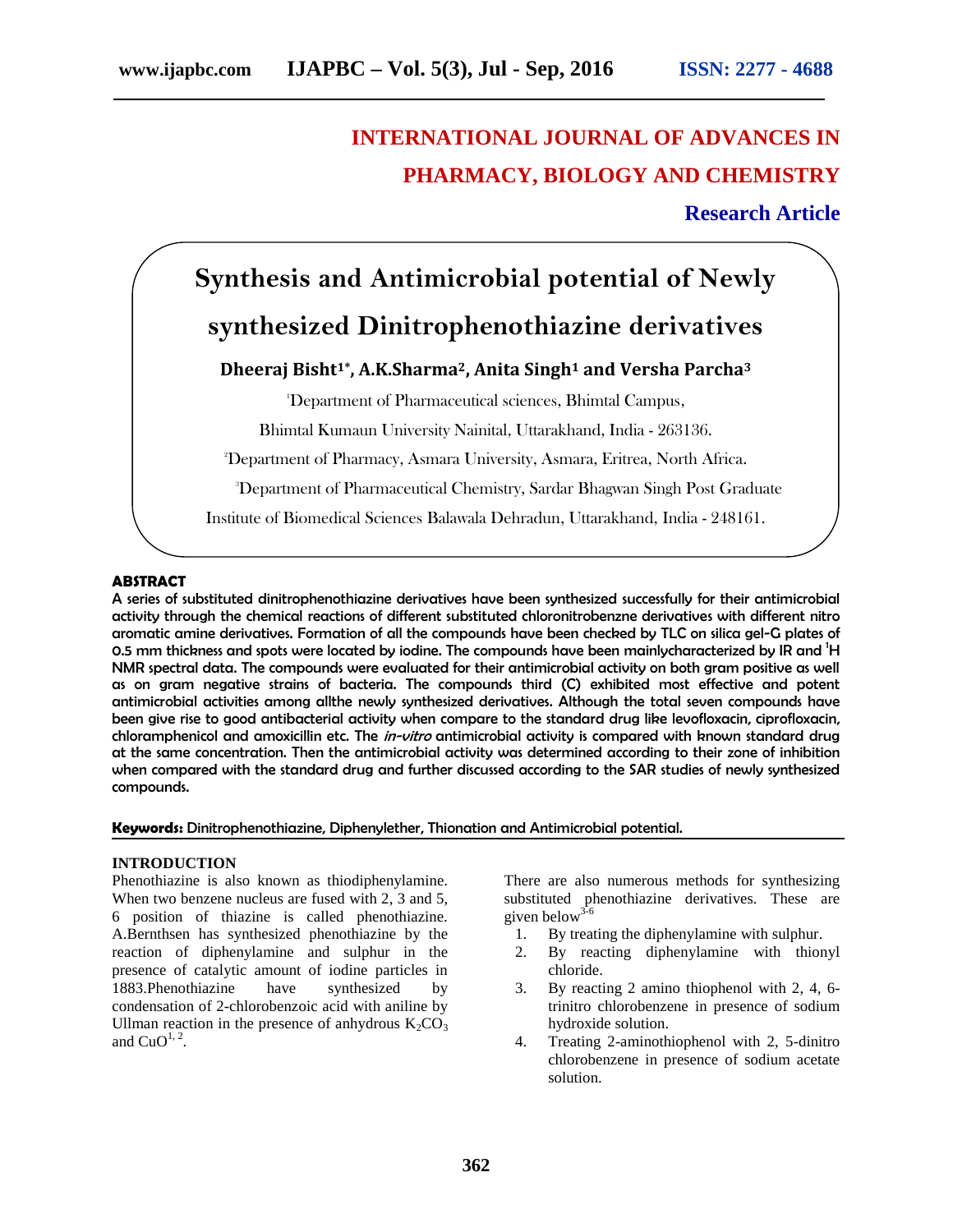# INTERNATIONAL JOURNAL OF ADVANCES IN PHARMACY, BIOLOGY AND CHEMISTRY

**Research Article**

# Synthesis and Antimicrobial potential of Newly synthesized Dinitrophenothiazine derivatives

**Dheeraj Bisht[1*], A.K.Sharma[2], Anita Singh[1] and Versha Parcha[3]**

[1]Department of Pharmaceutical sciences, Bhimtal Campus, Bhimtal Kumaun University Nainital, Uttarakhand, India - 263136.

[2]Department of Pharmacy, Asmara University, Asmara, Eritrea, North Africa.

[3]Department of Pharmaceutical Chemistry, Sardar Bhagwan Singh Post Graduate Institute of Biomedical Sciences Balawala Dehradun, Uttarakhand, India - 248161.

## ABSTRACT

A series of substituted dinitrophenothiazine derivatives have been synthesized successfully for their antimicrobial activity through the chemical reactions of different substituted chloronitrobenzne derivatives with different nitro aromatic amine derivatives. Formation of all the compounds have been checked by TLC on silica gel-G plates of 0.5 mm thickness and spots were located by iodine. The compounds have been mainlycharacterized by IR and $^{1}$H NMR spectral data. The compounds were evaluated for their antimicrobial activity on both gram positive as well as on gram negative strains of bacteria. The compounds third (C) exhibited most effective and potent antimicrobial activities among allthe newly synthesized derivatives. Although the total seven compounds have been give rise to good antibacterial activity when compare to the standard drug like levofloxacin, ciprofloxacin, chloramphenicol and amoxicillin etc. The *in-vitro* antimicrobial activity is compared with known standard drug at the same concentration. Then the antimicrobial activity was determined according to their zone of inhibition when compared with the standard drug and further discussed according to the SAR studies of newly synthesized compounds.

**Keywords:** Dinitrophenothiazine, Diphenylether, Thionation and Antimicrobial potential.

## INTRODUCTION

Phenothiazine is also known as thiodiphenylamine. When two benzene nucleus are fused with 2, 3 and 5, 6 position of thiazine is called phenothiazine. A.Bernthsen has synthesized phenothiazine by the reaction of diphenylamine and sulphur in the presence of catalytic amount of iodine particles in 1883.Phenothiazine have synthesized by condensation of 2-chlorobenzoic acid with aniline by Ullman reaction in the presence of anhydrous $K_2CO_3$ and CuO[1, 2].

There are also numerous methods for synthesizing substituted phenothiazine derivatives. These are given below[3-6]

1. By treating the diphenylamine with sulphur.
2. By reacting diphenylamine with thionyl chloride.
3. By reacting 2 amino thiophenol with 2, 4, 6-trinitro chlorobenzene in presence of sodium hydroxide solution.
4. Treating 2-aminothiophenol with 2, 5-dinitro chlorobenzene in presence of sodium acetate solution.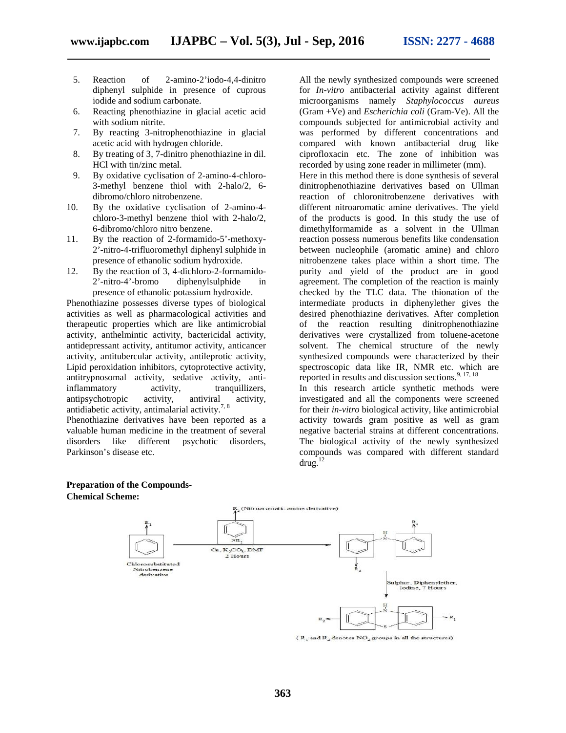5. Reaction of 2-amino-2'iodo-4,4-dinitro diphenyl sulphide in presence of cuprous iodide and sodium carbonate.
6. Reacting phenothiazine in glacial acetic acid with sodium nitrite.
7. By reacting 3-nitrophenothiazine in glacial acetic acid with hydrogen chloride.
8. By treating of 3, 7-dinitro phenothiazine in dil. HCl with tin/zinc metal.
9. By oxidative cyclisation of 2-amino-4-chloro-3-methyl benzene thiol with 2-halo/2, 6-dibromo/chloro nitrobenzene.
10. By the oxidative cyclisation of 2-amino-4-chloro-3-methyl benzene thiol with 2-halo/2, 6-dibromo/chloro nitro benzene.
11. By the reaction of 2-formamido-5'-methoxy-2'-nitro-4-trifluoromethyl diphenyl sulphide in presence of ethanolic sodium hydroxide.
12. By the reaction of 3, 4-dichloro-2-formamido-2'-nitro-4'-bromo diphenylsulphide in presence of ethanolic potassium hydroxide.

Phenothiazine possesses diverse types of biological activities as well as pharmacological activities and therapeutic properties which are like antimicrobial activity, anthelmintic activity, bactericidal activity, antidepressant activity, antitumor activity, anticancer activity, antitubercular activity, antileprotic activity, Lipid peroxidation inhibitors, cytoprotective activity, antitrypnosomal activity, sedative activity, anti-inflammatory activity, tranquillizers, antipsychotropic activity, antiviral activity, antidiabetic activity, antimalarial activity.[7, 8]

Phenothiazine derivatives have been reported as a valuable human medicine in the treatment of several disorders like different psychotic disorders, Parkinson's disease etc.

All the newly synthesized compounds were screened for *In-vitro* antibacterial activity against different microorganisms namely *Staphylococcus aureus* (Gram +Ve) and *Escherichia coli* (Gram-Ve). All the compounds subjected for antimicrobial activity and was performed by different concentrations and compared with known antibacterial drug like ciprofloxacin etc. The zone of inhibition was recorded by using zone reader in millimeter (mm).

Here in this method there is done synthesis of several dinitrophenothiazine derivatives based on Ullman reaction of chloronitrobenzene derivatives with different nitroaromatic amine derivatives. The yield of the products is good. In this study the use of dimethylformamide as a solvent in the Ullman reaction possess numerous benefits like condensation between nucleophile (aromatic amine) and chloro nitrobenzene takes place within a short time. The purity and yield of the product are in good agreement. The completion of the reaction is mainly checked by the TLC data. The thionation of the intermediate products in diphenylether gives the desired phenothiazine derivatives. After completion of the reaction resulting dinitrophenothiazine derivatives were crystallized from toluene-acetone solvent. The chemical structure of the newly synthesized compounds were characterized by their spectroscopic data like IR, NMR etc. which are reported in results and discussion sections.[9, 17, 18]

In this research article synthetic methods were investigated and all the components were screened for their *in-vitro* biological activity, like antimicrobial activity towards gram positive as well as gram negative bacterial strains at different concentrations. The biological activity of the newly synthesized compounds was compared with different standard drug.[12]

**Preparation of the Compounds-**
**Chemical Scheme:**

Chlorosubstituted Nitrobenzene derivative ($R_1$) + $R_2$ (Nitroaromatic amine derivative) $\xrightarrow{Cu,\ K_2CO_3,\ DMF,\ 2\ Hours}$ diphenylamine intermediate $\xrightarrow{Sulphur,\ Diphenylether,\ Iodine,\ 7\ Hours}$ phenothiazine derivative

($R_1$ and $R_2$ denotes $NO_2$ groups in all the structures)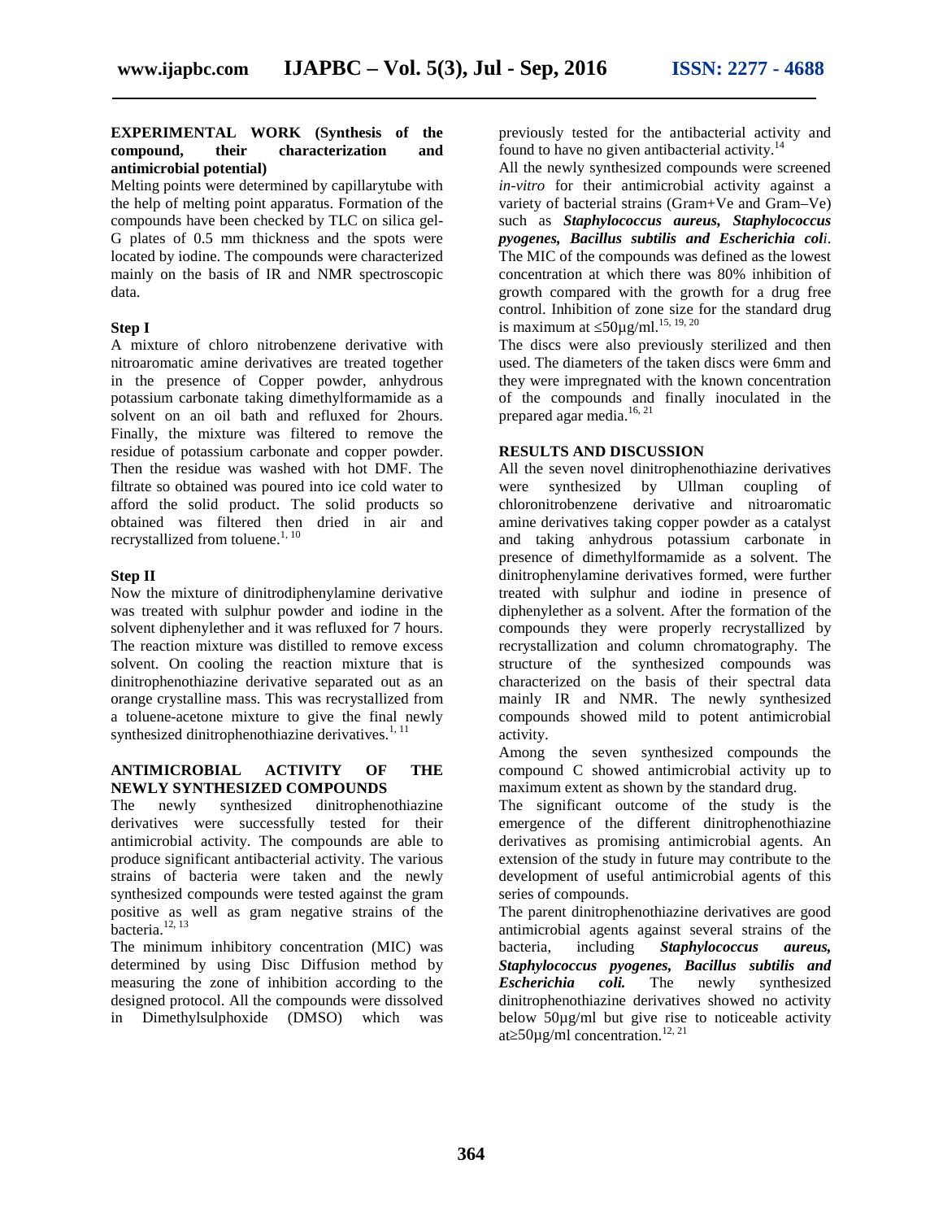## EXPERIMENTAL WORK (Synthesis of the compound, their characterization and antimicrobial potential)

Melting points were determined by capillarytube with the help of melting point apparatus. Formation of the compounds have been checked by TLC on silica gel-G plates of 0.5 mm thickness and the spots were located by iodine. The compounds were characterized mainly on the basis of IR and NMR spectroscopic data.

### Step I

A mixture of chloro nitrobenzene derivative with nitroaromatic amine derivatives are treated together in the presence of Copper powder, anhydrous potassium carbonate taking dimethylformamide as a solvent on an oil bath and refluxed for 2hours. Finally, the mixture was filtered to remove the residue of potassium carbonate and copper powder. Then the residue was washed with hot DMF. The filtrate so obtained was poured into ice cold water to afford the solid product. The solid products so obtained was filtered then dried in air and recrystallized from toluene.[1, 10]

### Step II

Now the mixture of dinitrodiphenylamine derivative was treated with sulphur powder and iodine in the solvent diphenylether and it was refluxed for 7 hours. The reaction mixture was distilled to remove excess solvent. On cooling the reaction mixture that is dinitrophenothiazine derivative separated out as an orange crystalline mass. This was recrystallized from a toluene-acetone mixture to give the final newly synthesized dinitrophenothiazine derivatives.[1, 11]

## ANTIMICROBIAL ACTIVITY OF THE NEWLY SYNTHESIZED COMPOUNDS

The newly synthesized dinitrophenothiazine derivatives were successfully tested for their antimicrobial activity. The compounds are able to produce significant antibacterial activity. The various strains of bacteria were taken and the newly synthesized compounds were tested against the gram positive as well as gram negative strains of the bacteria.[12, 13]

The minimum inhibitory concentration (MIC) was determined by using Disc Diffusion method by measuring the zone of inhibition according to the designed protocol. All the compounds were dissolved in Dimethylsulphoxide (DMSO) which was previously tested for the antibacterial activity and found to have no given antibacterial activity.[14]

All the newly synthesized compounds were screened *in-vitro* for their antimicrobial activity against a variety of bacterial strains (Gram+Ve and Gram–Ve) such as ***Staphylococcus aureus, Staphylococcus pyogenes, Bacillus subtilis and Escherichia coli***. The MIC of the compounds was defined as the lowest concentration at which there was 80% inhibition of growth compared with the growth for a drug free control. Inhibition of zone size for the standard drug is maximum at ≤50µg/ml.[15, 19, 20]

The discs were also previously sterilized and then used. The diameters of the taken discs were 6mm and they were impregnated with the known concentration of the compounds and finally inoculated in the prepared agar media.[16, 21]

## RESULTS AND DISCUSSION

All the seven novel dinitrophenothiazine derivatives were synthesized by Ullman coupling of chloronitrobenzene derivative and nitroaromatic amine derivatives taking copper powder as a catalyst and taking anhydrous potassium carbonate in presence of dimethylformamide as a solvent. The dinitrophenylamine derivatives formed, were further treated with sulphur and iodine in presence of diphenylether as a solvent. After the formation of the compounds they were properly recrystallized by recrystallization and column chromatography. The structure of the synthesized compounds was characterized on the basis of their spectral data mainly IR and NMR. The newly synthesized compounds showed mild to potent antimicrobial activity.

Among the seven synthesized compounds the compound C showed antimicrobial activity up to maximum extent as shown by the standard drug.

The significant outcome of the study is the emergence of the different dinitrophenothiazine derivatives as promising antimicrobial agents. An extension of the study in future may contribute to the development of useful antimicrobial agents of this series of compounds.

The parent dinitrophenothiazine derivatives are good antimicrobial agents against several strains of the bacteria, including ***Staphylococcus aureus, Staphylococcus pyogenes, Bacillus subtilis and Escherichia coli.*** The newly synthesized dinitrophenothiazine derivatives showed no activity below 50µg/ml but give rise to noticeable activity at≥50µg/ml concentration.[12, 21]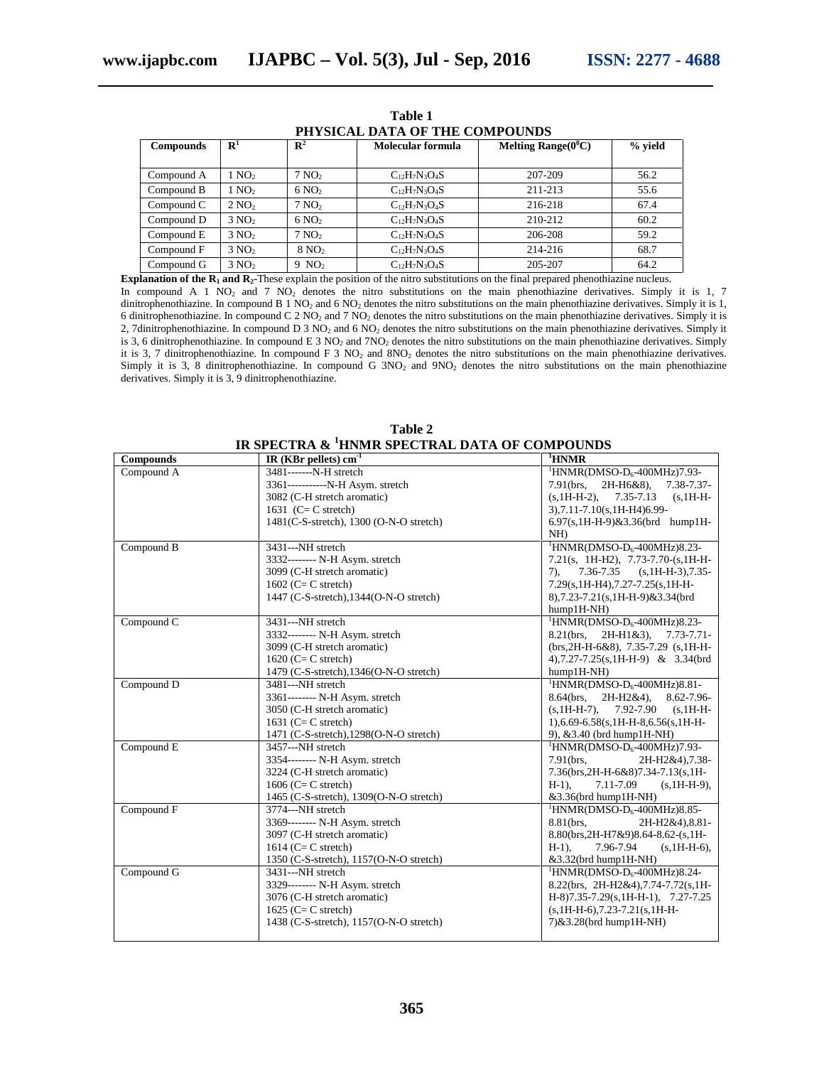**Table 1**
**PHYSICAL DATA OF THE COMPOUNDS**

| Compounds | $R^1$ | $R^2$ | Molecular formula | Melting Range($0^0$C) | % yield |
|---|---|---|---|---|---|
| Compound A | 1 $NO_2$ | 7 $NO_2$ | $C_{12}H_7N_3O_4S$ | 207-209 | 56.2 |
| Compound B | 1 $NO_2$ | 6 $NO_2$ | $C_{12}H_7N_3O_4S$ | 211-213 | 55.6 |
| Compound C | 2 $NO_2$ | 7 $NO_2$ | $C_{12}H_7N_3O_4S$ | 216-218 | 67.4 |
| Compound D | 3 $NO_2$ | 6 $NO_2$ | $C_{12}H_7N_3O_4S$ | 210-212 | 60.2 |
| Compound E | 3 $NO_2$ | 7 $NO_2$ | $C_{12}H_7N_3O_4S$ | 206-208 | 59.2 |
| Compound F | 3 $NO_2$ | 8 $NO_2$ | $C_{12}H_7N_3O_4S$ | 214-216 | 68.7 |
| Compound G | 3 $NO_2$ | 9 $NO_2$ | $C_{12}H_7N_3O_4S$ | 205-207 | 64.2 |

**Explanation of the $R_1$ and $R_2$-**These explain the position of the nitro substitutions on the final prepared phenothiazine nucleus.

In compound A 1 $NO_2$ and 7 $NO_2$ denotes the nitro substitutions on the main phenothiazine derivatives. Simply it is 1, 7 dinitrophenothiazine. In compound B 1 $NO_2$ and 6 $NO_2$ denotes the nitro substitutions on the main phenothiazine derivatives. Simply it is 1, 6 dinitrophenothiazine. In compound C 2 $NO_2$ and 7 $NO_2$ denotes the nitro substitutions on the main phenothiazine derivatives. Simply it is 2, 7dinitrophenothiazine. In compound D 3 $NO_2$ and 6 $NO_2$ denotes the nitro substitutions on the main phenothiazine derivatives. Simply it is 3, 6 dinitrophenothiazine. In compound E 3 $NO_2$ and 7$NO_2$ denotes the nitro substitutions on the main phenothiazine derivatives. Simply it is 3, 7 dinitrophenothiazine. In compound F 3 $NO_2$ and 8$NO_2$ denotes the nitro substitutions on the main phenothiazine derivatives. Simply it is 3, 8 dinitrophenothiazine. In compound G 3$NO_2$ and 9$NO_2$ denotes the nitro substitutions on the main phenothiazine derivatives. Simply it is 3, 9 dinitrophenothiazine.

**Table 2**
**IR SPECTRA & $^1$HNMR SPECTRAL DATA OF COMPOUNDS**

| Compounds | IR (KBr pellets) $cm^{-1}$ | $^1$HNMR |
|---|---|---|
| Compound A | 3481-------N-H stretch<br>3361-----------N-H Asym. stretch<br>3082 (C-H stretch aromatic)<br>1631 (C= C stretch)<br>1481(C-S-stretch), 1300 (O-N-O stretch) | $^1$HNMR(DMSO-$D_6$-400MHz)7.93-7.91(brs, 2H-H6&8), 7.38-7.37-(s,1H-H-2), 7.35-7.13 (s,1H-H-3),7.11-7.10(s,1H-H4)6.99-6.97(s,1H-H-9)&3.36(brd hump1H-NH) |
| Compound B | 3431---NH stretch<br>3332-------- N-H Asym. stretch<br>3099 (C-H stretch aromatic)<br>1602 (C= C stretch)<br>1447 (C-S-stretch),1344(O-N-O stretch) | $^1$HNMR(DMSO-$D_6$-400MHz)8.23-7.21(s, 1H-H2), 7.73-7.70-(s,1H-H-7), 7.36-7.35 (s,1H-H-3),7.35-7.29(s,1H-H4),7.27-7.25(s,1H-H-8),7.23-7.21(s,1H-H-9)&3.34(brd hump1H-NH) |
| Compound C | 3431---NH stretch<br>3332-------- N-H Asym. stretch<br>3099 (C-H stretch aromatic)<br>1620 (C= C stretch)<br>1479 (C-S-stretch),1346(O-N-O stretch) | $^1$HNMR(DMSO-$D_6$-400MHz)8.23-8.21(brs, 2H-H1&3), 7.73-7.71-(brs,2H-H-6&8), 7.35-7.29 (s,1H-H-4),7.27-7.25(s,1H-H-9) & 3.34(brd hump1H-NH) |
| Compound D | 3481---NH stretch<br>3361-------- N-H Asym. stretch<br>3050 (C-H stretch aromatic)<br>1631 (C= C stretch)<br>1471 (C-S-stretch),1298(O-N-O stretch) | $^1$HNMR(DMSO-$D_6$-400MHz)8.81-8.64(brs, 2H-H2&4), 8.62-7.96-(s,1H-H-7), 7.92-7.90 (s,1H-H-1),6.69-6.58(s,1H-H-8,6.56(s,1H-H-9), &3.40 (brd hump1H-NH) |
| Compound E | 3457---NH stretch<br>3354-------- N-H Asym. stretch<br>3224 (C-H stretch aromatic)<br>1606 (C= C stretch)<br>1465 (C-S-stretch), 1309(O-N-O stretch) | $^1$HNMR(DMSO-$D_6$-400MHz)7.93-7.91(brs, 2H-H2&4),7.38-7.36(brs,2H-H-6&8)7.34-7.13(s,1H-H-1), 7.11-7.09 (s,1H-H-9), &3.36(brd hump1H-NH) |
| Compound F | 3774---NH stretch<br>3369-------- N-H Asym. stretch<br>3097 (C-H stretch aromatic)<br>1614 (C= C stretch)<br>1350 (C-S-stretch), 1157(O-N-O stretch) | $^1$HNMR(DMSO-$D_6$-400MHz)8.85-8.81(brs, 2H-H2&4),8.81-8.80(brs,2H-H7&9)8.64-8.62-(s,1H-H-1), 7.96-7.94 (s,1H-H-6), &3.32(brd hump1H-NH) |
| Compound G | 3431---NH stretch<br>3329-------- N-H Asym. stretch<br>3076 (C-H stretch aromatic)<br>1625 (C= C stretch)<br>1438 (C-S-stretch), 1157(O-N-O stretch) | $^1$HNMR(DMSO-$D_6$-400MHz)8.24-8.22(brs, 2H-H2&4),7.74-7.72(s,1H-H-8)7.35-7.29(s,1H-H-1), 7.27-7.25 (s,1H-H-6),7.23-7.21(s,1H-H-7)&3.28(brd hump1H-NH) |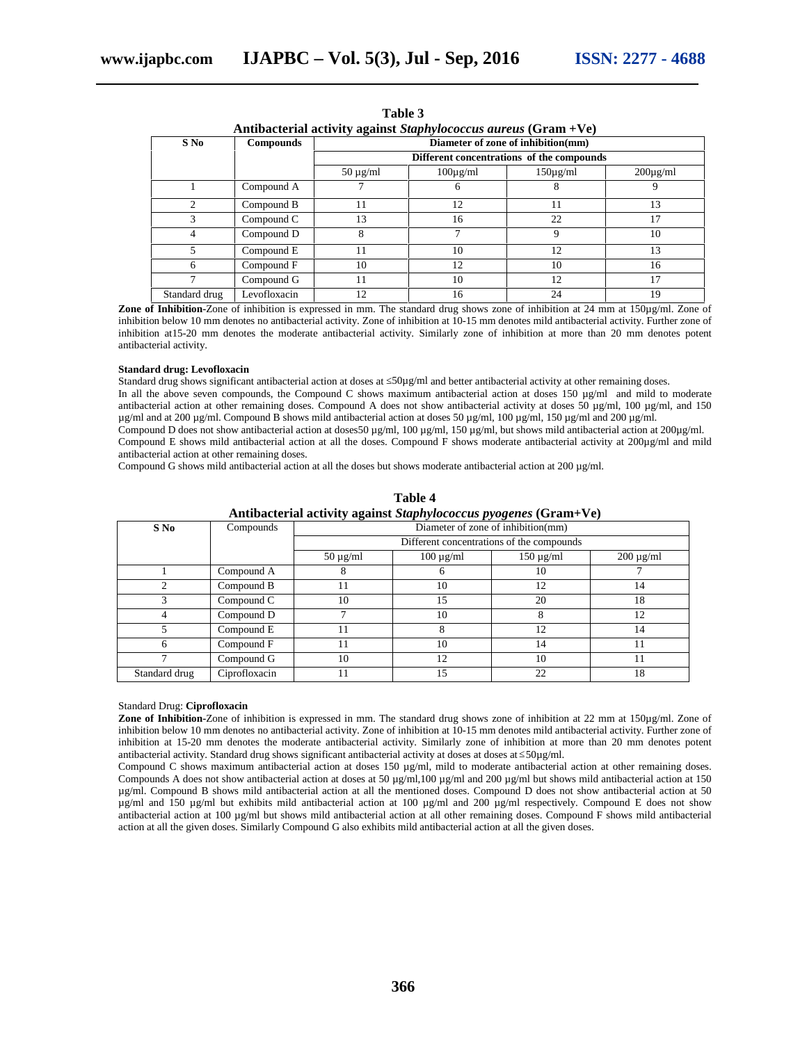**Table 3**
**Antibacterial activity against *Staphylococcus aureus* (Gram +Ve)**

| S No | Compounds | Diameter of zone of inhibition(mm) | | | |
|---|---|---|---|---|---|
| | | Different concentrations of the compounds | | | |
| | | 50 µg/ml | 100µg/ml | 150µg/ml | 200µg/ml |
| 1 | Compound A | 7 | 6 | 8 | 9 |
| 2 | Compound B | 11 | 12 | 11 | 13 |
| 3 | Compound C | 13 | 16 | 22 | 17 |
| 4 | Compound D | 8 | 7 | 9 | 10 |
| 5 | Compound E | 11 | 10 | 12 | 13 |
| 6 | Compound F | 10 | 12 | 10 | 16 |
| 7 | Compound G | 11 | 10 | 12 | 17 |
| Standard drug | Levofloxacin | 12 | 16 | 24 | 19 |

**Zone of Inhibition-**Zone of inhibition is expressed in mm. The standard drug shows zone of inhibition at 24 mm at 150µg/ml. Zone of inhibition below 10 mm denotes no antibacterial activity. Zone of inhibition at 10-15 mm denotes mild antibacterial activity. Further zone of inhibition at15-20 mm denotes the moderate antibacterial activity. Similarly zone of inhibition at more than 20 mm denotes potent antibacterial activity.

**Standard drug: Levofloxacin**

Standard drug shows significant antibacterial action at doses at ≤50µg/ml and better antibacterial activity at other remaining doses.

In all the above seven compounds, the Compound C shows maximum antibacterial action at doses 150 µg/ml and mild to moderate antibacterial action at other remaining doses. Compound A does not show antibacterial activity at doses 50 µg/ml, 100 µg/ml, and 150 µg/ml and at 200 µg/ml. Compound B shows mild antibacterial action at doses 50 µg/ml, 100 µg/ml, 150 µg/ml and 200 µg/ml.

Compound D does not show antibacterial action at doses50 µg/ml, 100 µg/ml, 150 µg/ml, but shows mild antibacterial action at 200µg/ml.

Compound E shows mild antibacterial action at all the doses. Compound F shows moderate antibacterial activity at 200µg/ml and mild antibacterial action at other remaining doses.

Compound G shows mild antibacterial action at all the doses but shows moderate antibacterial action at 200 µg/ml.

**Table 4**
**Antibacterial activity against *Staphylococcus pyogenes* (Gram+Ve)**

| S No | Compounds | Diameter of zone of inhibition(mm) | | | |
|---|---|---|---|---|---|
| | | Different concentrations of the compounds | | | |
| | | 50 µg/ml | 100 µg/ml | 150 µg/ml | 200 µg/ml |
| 1 | Compound A | 8 | 6 | 10 | 7 |
| 2 | Compound B | 11 | 10 | 12 | 14 |
| 3 | Compound C | 10 | 15 | 20 | 18 |
| 4 | Compound D | 7 | 10 | 8 | 12 |
| 5 | Compound E | 11 | 8 | 12 | 14 |
| 6 | Compound F | 11 | 10 | 14 | 11 |
| 7 | Compound G | 10 | 12 | 10 | 11 |
| Standard drug | Ciprofloxacin | 11 | 15 | 22 | 18 |

Standard Drug: **Ciprofloxacin**

**Zone of Inhibition-**Zone of inhibition is expressed in mm. The standard drug shows zone of inhibition at 22 mm at 150µg/ml. Zone of inhibition below 10 mm denotes no antibacterial activity. Zone of inhibition at 10-15 mm denotes mild antibacterial activity. Further zone of inhibition at 15-20 mm denotes the moderate antibacterial activity. Similarly zone of inhibition at more than 20 mm denotes potent antibacterial activity. Standard drug shows significant antibacterial activity at doses at doses at ≤50µg/ml.

Compound C shows maximum antibacterial action at doses 150 µg/ml, mild to moderate antibacterial action at other remaining doses. Compounds A does not show antibacterial action at doses at 50 µg/ml,100 µg/ml and 200 µg/ml but shows mild antibacterial action at 150 µg/ml. Compound B shows mild antibacterial action at all the mentioned doses. Compound D does not show antibacterial action at 50 µg/ml and 150 µg/ml but exhibits mild antibacterial action at 100 µg/ml and 200 µg/ml respectively. Compound E does not show antibacterial action at 100 µg/ml but shows mild antibacterial action at all other remaining doses. Compound F shows mild antibacterial action at all the given doses. Similarly Compound G also exhibits mild antibacterial action at all the given doses.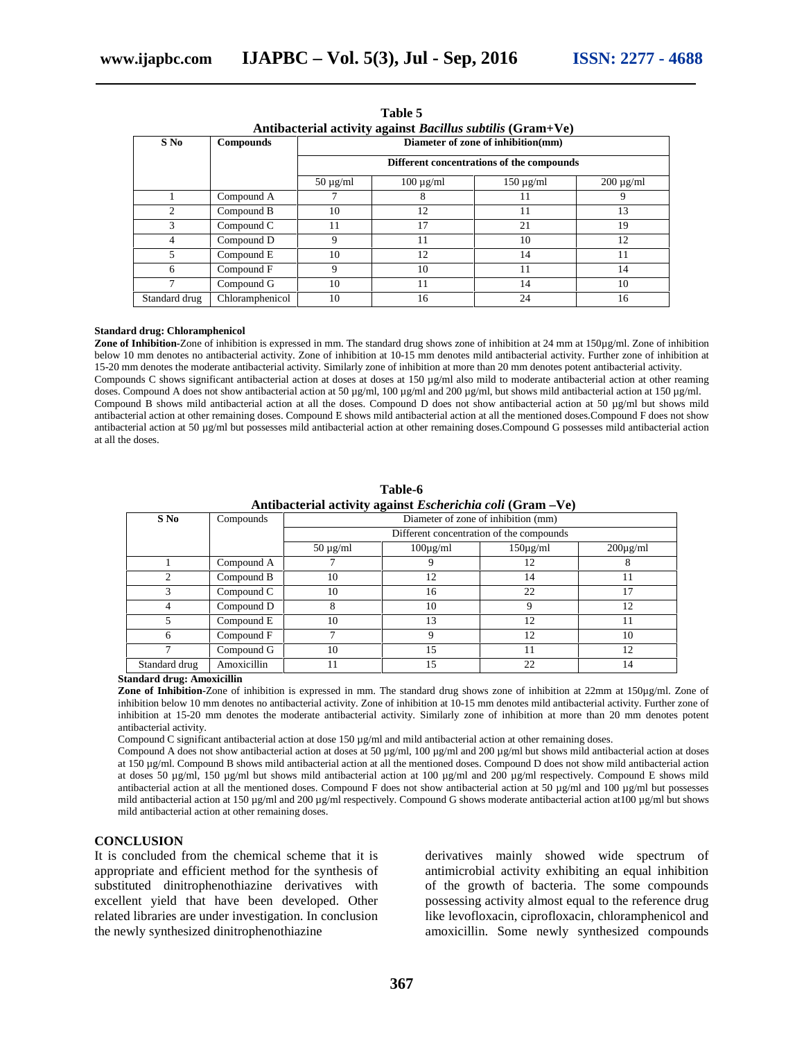**Table 5**
**Antibacterial activity against *Bacillus subtilis* (Gram+Ve)**

| S No | Compounds | Diameter of zone of inhibition(mm) | | | |
|---|---|---|---|---|---|
| | | Different concentrations of the compounds | | | |
| | | 50 µg/ml | 100 µg/ml | 150 µg/ml | 200 µg/ml |
| 1 | Compound A | 7 | 8 | 11 | 9 |
| 2 | Compound B | 10 | 12 | 11 | 13 |
| 3 | Compound C | 11 | 17 | 21 | 19 |
| 4 | Compound D | 9 | 11 | 10 | 12 |
| 5 | Compound E | 10 | 12 | 14 | 11 |
| 6 | Compound F | 9 | 10 | 11 | 14 |
| 7 | Compound G | 10 | 11 | 14 | 10 |
| Standard drug | Chloramphenicol | 10 | 16 | 24 | 16 |

**Standard drug: Chloramphenicol**

**Zone of Inhibition-**Zone of inhibition is expressed in mm. The standard drug shows zone of inhibition at 24 mm at 150µg/ml. Zone of inhibition below 10 mm denotes no antibacterial activity. Zone of inhibition at 10-15 mm denotes mild antibacterial activity. Further zone of inhibition at 15-20 mm denotes the moderate antibacterial activity. Similarly zone of inhibition at more than 20 mm denotes potent antibacterial activity.

Compounds C shows significant antibacterial action at doses at doses at 150 µg/ml also mild to moderate antibacterial action at other reaming doses. Compound A does not show antibacterial action at 50 µg/ml, 100 µg/ml and 200 µg/ml, but shows mild antibacterial action at 150 µg/ml. Compound B shows mild antibacterial action at all the doses. Compound D does not show antibacterial action at 50 µg/ml but shows mild antibacterial action at other remaining doses. Compound E shows mild antibacterial action at all the mentioned doses.Compound F does not show antibacterial action at 50 µg/ml but possesses mild antibacterial action at other remaining doses.Compound G possesses mild antibacterial action at all the doses.

**Table-6**
**Antibacterial activity against *Escherichia coli* (Gram –Ve)**

| S No | Compounds | Diameter of zone of inhibition (mm) | | | |
|---|---|---|---|---|---|
| | | Different concentration of the compounds | | | |
| | | 50 µg/ml | 100µg/ml | 150µg/ml | 200µg/ml |
| 1 | Compound A | 7 | 9 | 12 | 8 |
| 2 | Compound B | 10 | 12 | 14 | 11 |
| 3 | Compound C | 10 | 16 | 22 | 17 |
| 4 | Compound D | 8 | 10 | 9 | 12 |
| 5 | Compound E | 10 | 13 | 12 | 11 |
| 6 | Compound F | 7 | 9 | 12 | 10 |
| 7 | Compound G | 10 | 15 | 11 | 12 |
| Standard drug | Amoxicillin | 11 | 15 | 22 | 14 |

**Standard drug: Amoxicillin**

**Zone of Inhibition-**Zone of inhibition is expressed in mm. The standard drug shows zone of inhibition at 22mm at 150µg/ml. Zone of inhibition below 10 mm denotes no antibacterial activity. Zone of inhibition at 10-15 mm denotes mild antibacterial activity. Further zone of inhibition at 15-20 mm denotes the moderate antibacterial activity. Similarly zone of inhibition at more than 20 mm denotes potent antibacterial activity.

Compound C significant antibacterial action at dose 150 µg/ml and mild antibacterial action at other remaining doses.

Compound A does not show antibacterial action at doses at 50 µg/ml, 100 µg/ml and 200 µg/ml but shows mild antibacterial action at doses at 150 µg/ml. Compound B shows mild antibacterial action at all the mentioned doses. Compound D does not show mild antibacterial action at doses 50 µg/ml, 150 µg/ml but shows mild antibacterial action at 100 µg/ml and 200 µg/ml respectively. Compound E shows mild antibacterial action at all the mentioned doses. Compound F does not show antibacterial action at 50 µg/ml and 100 µg/ml but possesses mild antibacterial action at 150 µg/ml and 200 µg/ml respectively. Compound G shows moderate antibacterial action at100 µg/ml but shows mild antibacterial action at other remaining doses.

## CONCLUSION

It is concluded from the chemical scheme that it is appropriate and efficient method for the synthesis of substituted dinitrophenothiazine derivatives with excellent yield that have been developed. Other related libraries are under investigation. In conclusion the newly synthesized dinitrophenothiazine derivatives mainly showed wide spectrum of antimicrobial activity exhibiting an equal inhibition of the growth of bacteria. The some compounds possessing activity almost equal to the reference drug like levofloxacin, ciprofloxacin, chloramphenicol and amoxicillin. Some newly synthesized compounds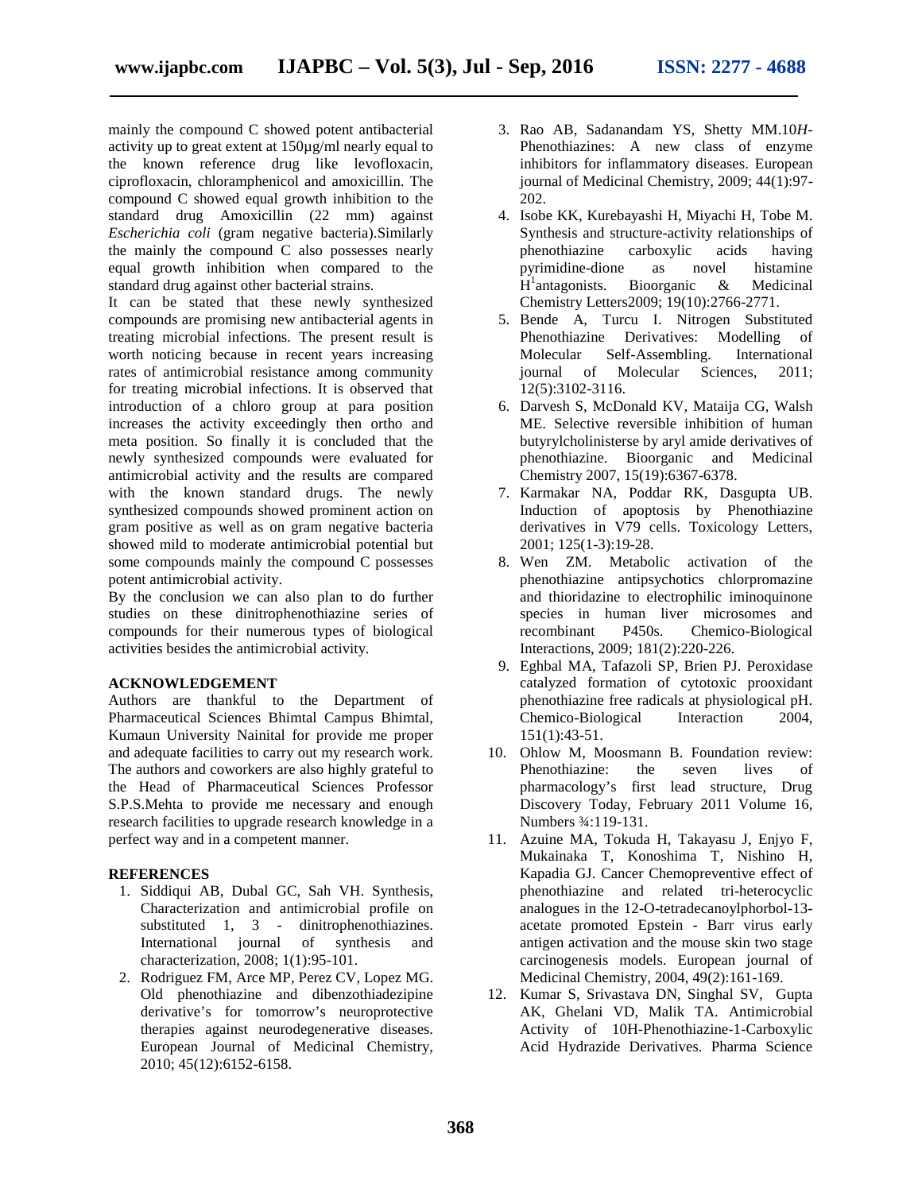mainly the compound C showed potent antibacterial activity up to great extent at 150µg/ml nearly equal to the known reference drug like levofloxacin, ciprofloxacin, chloramphenicol and amoxicillin. The compound C showed equal growth inhibition to the standard drug Amoxicillin (22 mm) against *Escherichia coli* (gram negative bacteria).Similarly the mainly the compound C also possesses nearly equal growth inhibition when compared to the standard drug against other bacterial strains.

It can be stated that these newly synthesized compounds are promising new antibacterial agents in treating microbial infections. The present result is worth noticing because in recent years increasing rates of antimicrobial resistance among community for treating microbial infections. It is observed that introduction of a chloro group at para position increases the activity exceedingly then ortho and meta position. So finally it is concluded that the newly synthesized compounds were evaluated for antimicrobial activity and the results are compared with the known standard drugs. The newly synthesized compounds showed prominent action on gram positive as well as on gram negative bacteria showed mild to moderate antimicrobial potential but some compounds mainly the compound C possesses potent antimicrobial activity.

By the conclusion we can also plan to do further studies on these dinitrophenothiazine series of compounds for their numerous types of biological activities besides the antimicrobial activity.

## ACKNOWLEDGEMENT

Authors are thankful to the Department of Pharmaceutical Sciences Bhimtal Campus Bhimtal, Kumaun University Nainital for provide me proper and adequate facilities to carry out my research work. The authors and coworkers are also highly grateful to the Head of Pharmaceutical Sciences Professor S.P.S.Mehta to provide me necessary and enough research facilities to upgrade research knowledge in a perfect way and in a competent manner.

## REFERENCES

1. Siddiqui AB, Dubal GC, Sah VH. Synthesis, Characterization and antimicrobial profile on substituted 1, 3 - dinitrophenothiazines. International journal of synthesis and characterization, 2008; 1(1):95-101.
2. Rodriguez FM, Arce MP, Perez CV, Lopez MG. Old phenothiazine and dibenzothiadezipine derivative's for tomorrow's neuroprotective therapies against neurodegenerative diseases. European Journal of Medicinal Chemistry, 2010; 45(12):6152-6158.
3. Rao AB, Sadanandam YS, Shetty MM.10*H*-Phenothiazines: A new class of enzyme inhibitors for inflammatory diseases. European journal of Medicinal Chemistry, 2009; 44(1):97-202.
4. Isobe KK, Kurebayashi H, Miyachi H, Tobe M. Synthesis and structure-activity relationships of phenothiazine carboxylic acids having pyrimidine-dione as novel histamine $H^1$antagonists. Bioorganic & Medicinal Chemistry Letters2009; 19(10):2766-2771.
5. Bende A, Turcu I. Nitrogen Substituted Phenothiazine Derivatives: Modelling of Molecular Self-Assembling. International journal of Molecular Sciences, 2011; 12(5):3102-3116.
6. Darvesh S, McDonald KV, Mataija CG, Walsh ME. Selective reversible inhibition of human butyrylcholinisterse by aryl amide derivatives of phenothiazine. Bioorganic and Medicinal Chemistry 2007, 15(19):6367-6378.
7. Karmakar NA, Poddar RK, Dasgupta UB. Induction of apoptosis by Phenothiazine derivatives in V79 cells. Toxicology Letters, 2001; 125(1-3):19-28.
8. Wen ZM. Metabolic activation of the phenothiazine antipsychotics chlorpromazine and thioridazine to electrophilic iminoquinone species in human liver microsomes and recombinant P450s. Chemico-Biological Interactions, 2009; 181(2):220-226.
9. Eghbal MA, Tafazoli SP, Brien PJ. Peroxidase catalyzed formation of cytotoxic prooxidant phenothiazine free radicals at physiological pH. Chemico-Biological Interaction 2004, 151(1):43-51.
10. Ohlow M, Moosmann B. Foundation review: Phenothiazine: the seven lives of pharmacology's first lead structure, Drug Discovery Today, February 2011 Volume 16, Numbers ¾:119-131.
11. Azuine MA, Tokuda H, Takayasu J, Enjyo F, Mukainaka T, Konoshima T, Nishino H, Kapadia GJ. Cancer Chemopreventive effect of phenothiazine and related tri-heterocyclic analogues in the 12-O-tetradecanoylphorbol-13-acetate promoted Epstein - Barr virus early antigen activation and the mouse skin two stage carcinogenesis models. European journal of Medicinal Chemistry, 2004, 49(2):161-169.
12. Kumar S, Srivastava DN, Singhal SV, Gupta AK, Ghelani VD, Malik TA. Antimicrobial Activity of 10H-Phenothiazine-1-Carboxylic Acid Hydrazide Derivatives. Pharma Science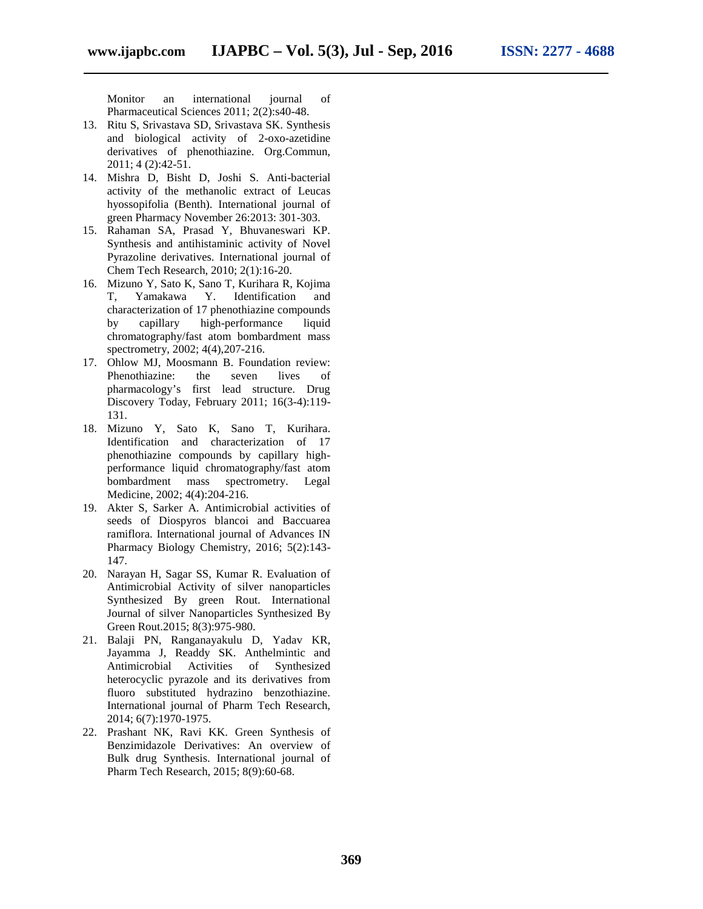Monitor an international journal of Pharmaceutical Sciences 2011; 2(2):s40-48.

13. Ritu S, Srivastava SD, Srivastava SK. Synthesis and biological activity of 2-oxo-azetidine derivatives of phenothiazine. Org.Commun, 2011; 4 (2):42-51.
14. Mishra D, Bisht D, Joshi S. Anti-bacterial activity of the methanolic extract of Leucas hyossopifolia (Benth). International journal of green Pharmacy November 26:2013: 301-303.
15. Rahaman SA, Prasad Y, Bhuvaneswari KP. Synthesis and antihistaminic activity of Novel Pyrazoline derivatives. International journal of Chem Tech Research, 2010; 2(1):16-20.
16. Mizuno Y, Sato K, Sano T, Kurihara R, Kojima T, Yamakawa Y. Identification and characterization of 17 phenothiazine compounds by capillary high-performance liquid chromatography/fast atom bombardment mass spectrometry, 2002; 4(4),207-216.
17. Ohlow MJ, Moosmann B. Foundation review: Phenothiazine: the seven lives of pharmacology's first lead structure. Drug Discovery Today, February 2011; 16(3-4):119-131.
18. Mizuno Y, Sato K, Sano T, Kurihara. Identification and characterization of 17 phenothiazine compounds by capillary high-performance liquid chromatography/fast atom bombardment mass spectrometry. Legal Medicine, 2002; 4(4):204-216.
19. Akter S, Sarker A. Antimicrobial activities of seeds of Diospyros blancoi and Baccuarea ramiflora. International journal of Advances IN Pharmacy Biology Chemistry, 2016; 5(2):143-147.
20. Narayan H, Sagar SS, Kumar R. Evaluation of Antimicrobial Activity of silver nanoparticles Synthesized By green Rout. International Journal of silver Nanoparticles Synthesized By Green Rout.2015; 8(3):975-980.
21. Balaji PN, Ranganayakulu D, Yadav KR, Jayamma J, Readdy SK. Anthelmintic and Antimicrobial Activities of Synthesized heterocyclic pyrazole and its derivatives from fluoro substituted hydrazino benzothiazine. International journal of Pharm Tech Research, 2014; 6(7):1970-1975.
22. Prashant NK, Ravi KK. Green Synthesis of Benzimidazole Derivatives: An overview of Bulk drug Synthesis. International journal of Pharm Tech Research, 2015; 8(9):60-68.